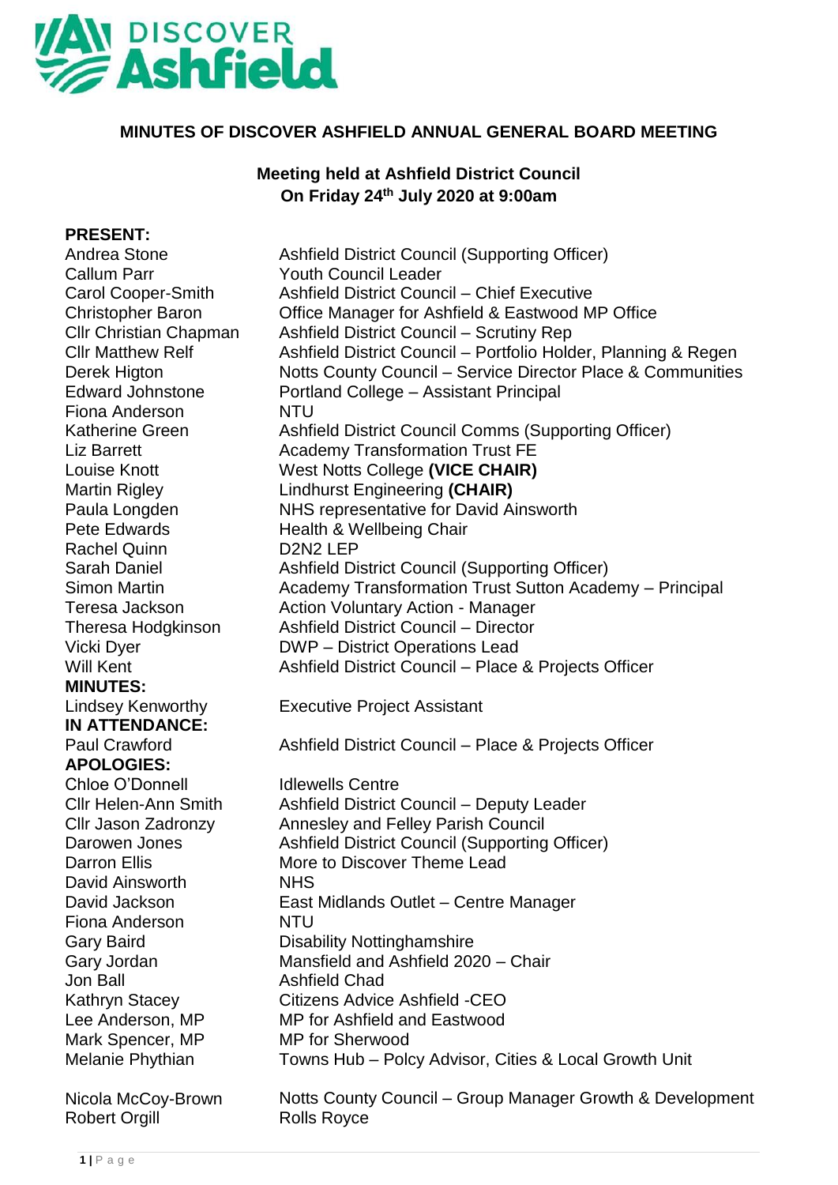DISCOVER Ashfield

## MINUTES OF DISCOVER ASHFIELD ANNUAL GENERAL BOARD MEETING

**Meeting held at Ashfield District Council**
**On Friday 24th July 2020 at 9:00am**

**PRESENT:**

| | |
|---|---|
| Andrea Stone | Ashfield District Council (Supporting Officer) |
| Callum Parr | Youth Council Leader |
| Carol Cooper-Smith | Ashfield District Council – Chief Executive |
| Christopher Baron | Office Manager for Ashfield & Eastwood MP Office |
| Cllr Christian Chapman | Ashfield District Council – Scrutiny Rep |
| Cllr Matthew Relf | Ashfield District Council – Portfolio Holder, Planning & Regen |
| Derek Higton | Notts County Council – Service Director Place & Communities |
| Edward Johnstone | Portland College – Assistant Principal |
| Fiona Anderson | NTU |
| Katherine Green | Ashfield District Council Comms (Supporting Officer) |
| Liz Barrett | Academy Transformation Trust FE |
| Louise Knott | West Notts College **(VICE CHAIR)** |
| Martin Rigley | Lindhurst Engineering **(CHAIR)** |
| Paula Longden | NHS representative for David Ainsworth |
| Pete Edwards | Health & Wellbeing Chair |
| Rachel Quinn | D2N2 LEP |
| Sarah Daniel | Ashfield District Council (Supporting Officer) |
| Simon Martin | Academy Transformation Trust Sutton Academy – Principal |
| Teresa Jackson | Action Voluntary Action - Manager |
| Theresa Hodgkinson | Ashfield District Council – Director |
| Vicki Dyer | DWP – District Operations Lead |
| Will Kent | Ashfield District Council – Place & Projects Officer |

**MINUTES:**

| | |
|---|---|
| Lindsey Kenworthy | Executive Project Assistant |

**IN ATTENDANCE:**

| | |
|---|---|
| Paul Crawford | Ashfield District Council – Place & Projects Officer |

**APOLOGIES:**

| | |
|---|---|
| Chloe O'Donnell | Idlewells Centre |
| Cllr Helen-Ann Smith | Ashfield District Council – Deputy Leader |
| Cllr Jason Zadronzy | Annesley and Felley Parish Council |
| Darowen Jones | Ashfield District Council (Supporting Officer) |
| Darron Ellis | More to Discover Theme Lead |
| David Ainsworth | NHS |
| David Jackson | East Midlands Outlet – Centre Manager |
| Fiona Anderson | NTU |
| Gary Baird | Disability Nottinghamshire |
| Gary Jordan | Mansfield and Ashfield 2020 – Chair |
| Jon Ball | Ashfield Chad |
| Kathryn Stacey | Citizens Advice Ashfield -CEO |
| Lee Anderson, MP | MP for Ashfield and Eastwood |
| Mark Spencer, MP | MP for Sherwood |
| Melanie Phythian | Towns Hub – Polcy Advisor, Cities & Local Growth Unit |
| Nicola McCoy-Brown | Notts County Council – Group Manager Growth & Development |
| Robert Orgill | Rolls Royce |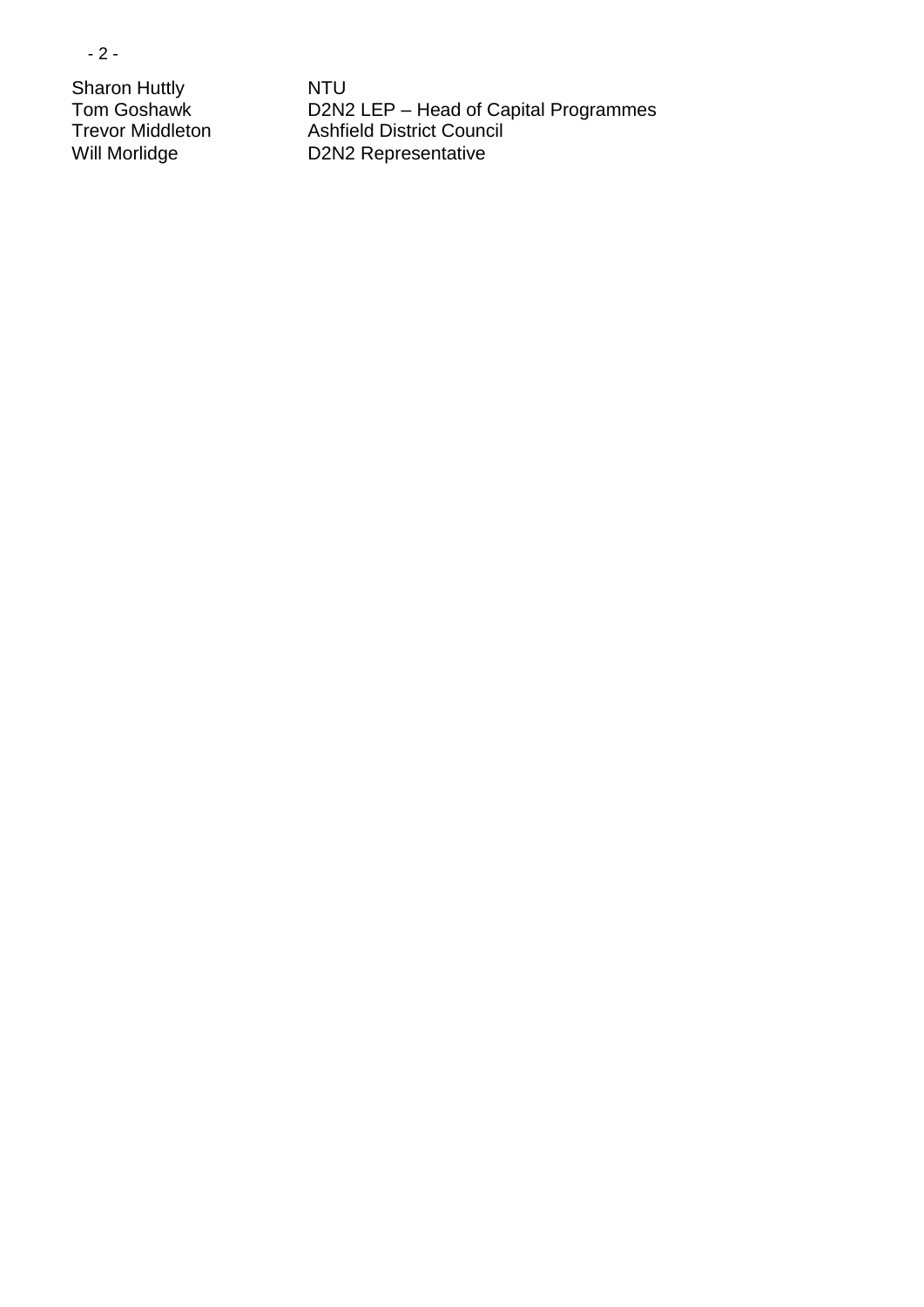| | |
|---|---|
| Sharon Huttly | NTU |
| Tom Goshawk | D2N2 LEP – Head of Capital Programmes |
| Trevor Middleton | Ashfield District Council |
| Will Morlidge | D2N2 Representative |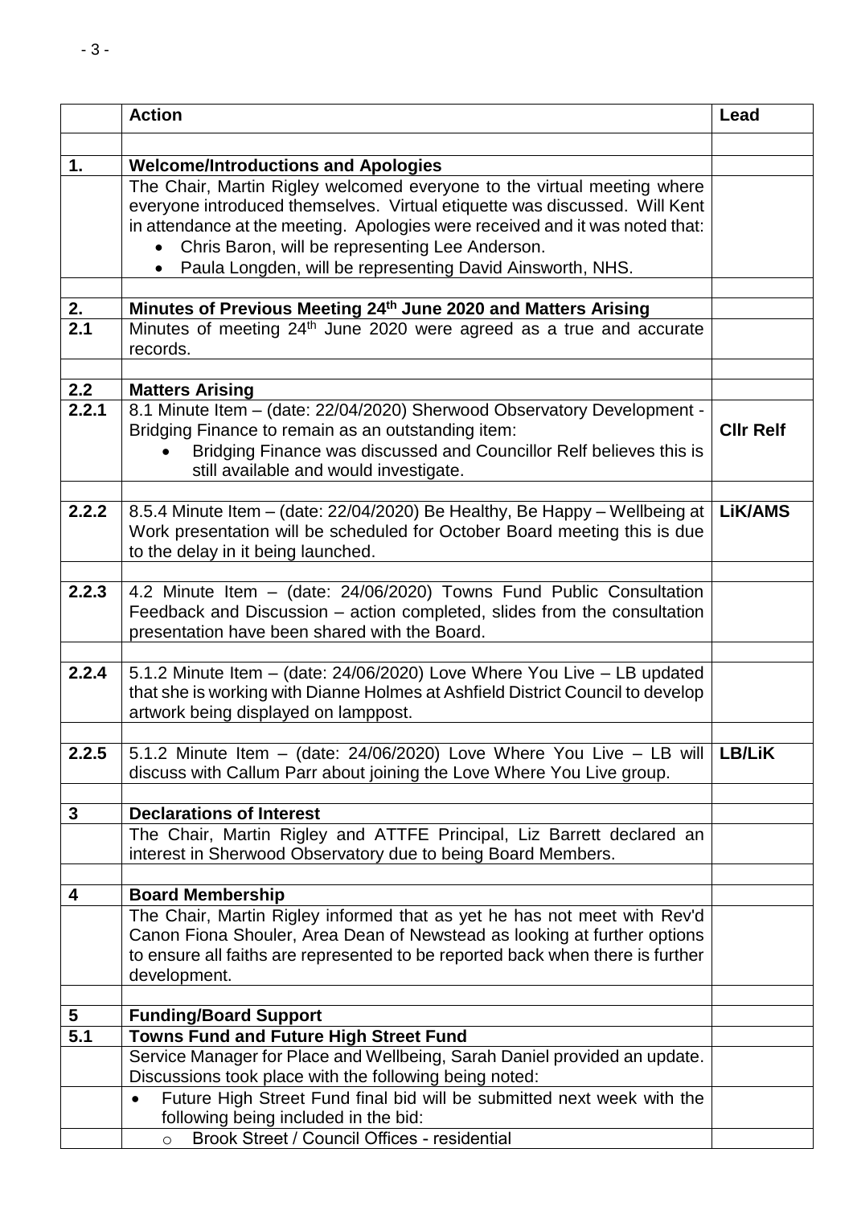| | Action | Lead |
|---|---|---|
| | | |
| **1.** | **Welcome/Introductions and Apologies** | |
| | The Chair, Martin Rigley welcomed everyone to the virtual meeting where everyone introduced themselves. Virtual etiquette was discussed. Will Kent in attendance at the meeting. Apologies were received and it was noted that:<br>• Chris Baron, will be representing Lee Anderson.<br>• Paula Longden, will be representing David Ainsworth, NHS. | |
| | | |
| **2.** | **Minutes of Previous Meeting 24th June 2020 and Matters Arising** | |
| **2.1** | Minutes of meeting 24th June 2020 were agreed as a true and accurate records. | |
| | | |
| **2.2** | **Matters Arising** | |
| **2.2.1** | 8.1 Minute Item – (date: 22/04/2020) Sherwood Observatory Development - Bridging Finance to remain as an outstanding item:<br>• Bridging Finance was discussed and Councillor Relf believes this is still available and would investigate. | **Cllr Relf** |
| | | |
| **2.2.2** | 8.5.4 Minute Item – (date: 22/04/2020) Be Healthy, Be Happy – Wellbeing at Work presentation will be scheduled for October Board meeting this is due to the delay in it being launched. | **LiK/AMS** |
| | | |
| **2.2.3** | 4.2 Minute Item – (date: 24/06/2020) Towns Fund Public Consultation Feedback and Discussion – action completed, slides from the consultation presentation have been shared with the Board. | |
| | | |
| **2.2.4** | 5.1.2 Minute Item – (date: 24/06/2020) Love Where You Live – LB updated that she is working with Dianne Holmes at Ashfield District Council to develop artwork being displayed on lamppost. | |
| | | |
| **2.2.5** | 5.1.2 Minute Item – (date: 24/06/2020) Love Where You Live – LB will discuss with Callum Parr about joining the Love Where You Live group. | **LB/LiK** |
| | | |
| **3** | **Declarations of Interest** | |
| | The Chair, Martin Rigley and ATTFE Principal, Liz Barrett declared an interest in Sherwood Observatory due to being Board Members. | |
| | | |
| **4** | **Board Membership** | |
| | The Chair, Martin Rigley informed that as yet he has not meet with Rev'd Canon Fiona Shouler, Area Dean of Newstead as looking at further options to ensure all faiths are represented to be reported back when there is further development. | |
| | | |
| **5** | **Funding/Board Support** | |
| **5.1** | **Towns Fund and Future High Street Fund** | |
| | Service Manager for Place and Wellbeing, Sarah Daniel provided an update. Discussions took place with the following being noted: | |
| | • Future High Street Fund final bid will be submitted next week with the following being included in the bid: | |
| | ○ Brook Street / Council Offices - residential | |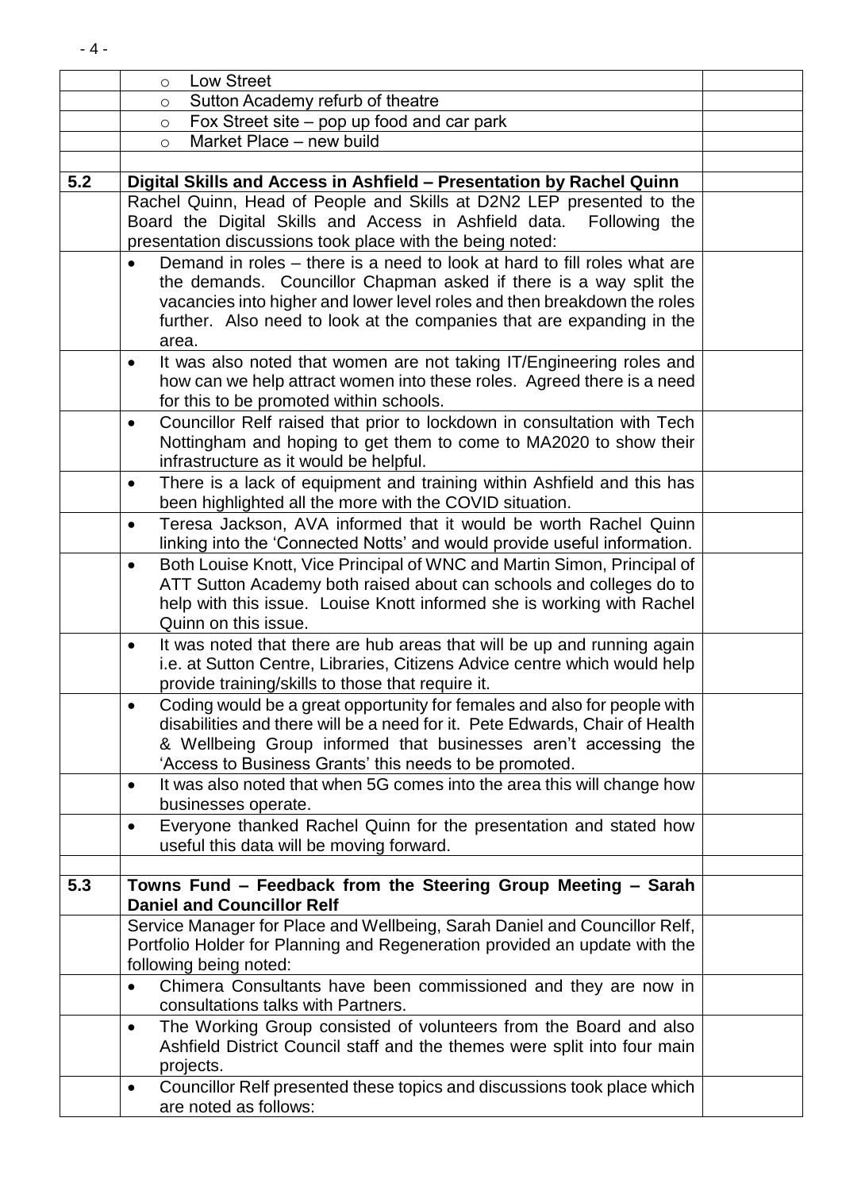| | | |
|---|---|---|
| | ○ Low Street | |
| | ○ Sutton Academy refurb of theatre | |
| | ○ Fox Street site – pop up food and car park | |
| | ○ Market Place – new build | |
| | | |
| **5.2** | **Digital Skills and Access in Ashfield – Presentation by Rachel Quinn** | |
| | Rachel Quinn, Head of People and Skills at D2N2 LEP presented to the Board the Digital Skills and Access in Ashfield data. Following the presentation discussions took place with the being noted: | |
| | • Demand in roles – there is a need to look at hard to fill roles what are the demands. Councillor Chapman asked if there is a way split the vacancies into higher and lower level roles and then breakdown the roles further. Also need to look at the companies that are expanding in the area. | |
| | • It was also noted that women are not taking IT/Engineering roles and how can we help attract women into these roles. Agreed there is a need for this to be promoted within schools. | |
| | • Councillor Relf raised that prior to lockdown in consultation with Tech Nottingham and hoping to get them to come to MA2020 to show their infrastructure as it would be helpful. | |
| | • There is a lack of equipment and training within Ashfield and this has been highlighted all the more with the COVID situation. | |
| | • Teresa Jackson, AVA informed that it would be worth Rachel Quinn linking into the 'Connected Notts' and would provide useful information. | |
| | • Both Louise Knott, Vice Principal of WNC and Martin Simon, Principal of ATT Sutton Academy both raised about can schools and colleges do to help with this issue. Louise Knott informed she is working with Rachel Quinn on this issue. | |
| | • It was noted that there are hub areas that will be up and running again i.e. at Sutton Centre, Libraries, Citizens Advice centre which would help provide training/skills to those that require it. | |
| | • Coding would be a great opportunity for females and also for people with disabilities and there will be a need for it. Pete Edwards, Chair of Health & Wellbeing Group informed that businesses aren't accessing the 'Access to Business Grants' this needs to be promoted. | |
| | • It was also noted that when 5G comes into the area this will change how businesses operate. | |
| | • Everyone thanked Rachel Quinn for the presentation and stated how useful this data will be moving forward. | |
| | | |
| **5.3** | **Towns Fund – Feedback from the Steering Group Meeting – Sarah Daniel and Councillor Relf** | |
| | Service Manager for Place and Wellbeing, Sarah Daniel and Councillor Relf, Portfolio Holder for Planning and Regeneration provided an update with the following being noted: | |
| | • Chimera Consultants have been commissioned and they are now in consultations talks with Partners. | |
| | • The Working Group consisted of volunteers from the Board and also Ashfield District Council staff and the themes were split into four main projects. | |
| | • Councillor Relf presented these topics and discussions took place which are noted as follows: | |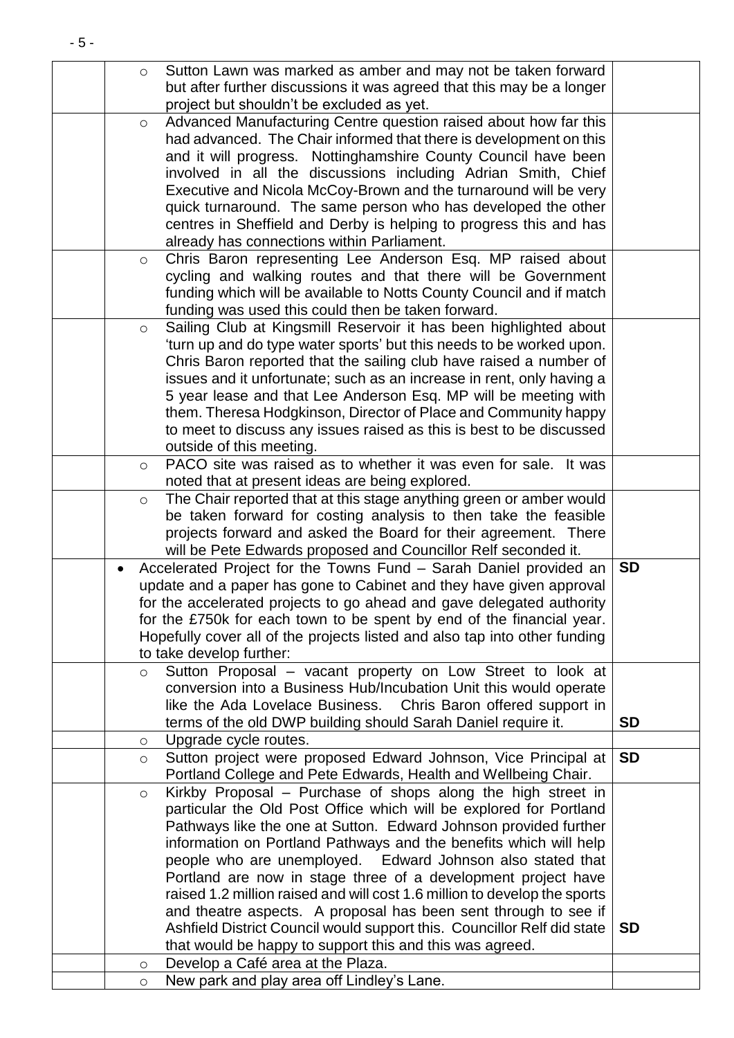| | | |
|---|---|---|
| | ○ Sutton Lawn was marked as amber and may not be taken forward but after further discussions it was agreed that this may be a longer project but shouldn't be excluded as yet. | |
| | ○ Advanced Manufacturing Centre question raised about how far this had advanced. The Chair informed that there is development on this and it will progress. Nottinghamshire County Council have been involved in all the discussions including Adrian Smith, Chief Executive and Nicola McCoy-Brown and the turnaround will be very quick turnaround. The same person who has developed the other centres in Sheffield and Derby is helping to progress this and has already has connections within Parliament. | |
| | ○ Chris Baron representing Lee Anderson Esq. MP raised about cycling and walking routes and that there will be Government funding which will be available to Notts County Council and if match funding was used this could then be taken forward. | |
| | ○ Sailing Club at Kingsmill Reservoir it has been highlighted about 'turn up and do type water sports' but this needs to be worked upon. Chris Baron reported that the sailing club have raised a number of issues and it unfortunate; such as an increase in rent, only having a 5 year lease and that Lee Anderson Esq. MP will be meeting with them. Theresa Hodgkinson, Director of Place and Community happy to meet to discuss any issues raised as this is best to be discussed outside of this meeting. | |
| | ○ PACO site was raised as to whether it was even for sale. It was noted that at present ideas are being explored. | |
| | ○ The Chair reported that at this stage anything green or amber would be taken forward for costing analysis to then take the feasible projects forward and asked the Board for their agreement. There will be Pete Edwards proposed and Councillor Relf seconded it. | |
| | • Accelerated Project for the Towns Fund – Sarah Daniel provided an update and a paper has gone to Cabinet and they have given approval for the accelerated projects to go ahead and gave delegated authority for the £750k for each town to be spent by end of the financial year. Hopefully cover all of the projects listed and also tap into other funding to take develop further: | **SD** |
| | ○ Sutton Proposal – vacant property on Low Street to look at conversion into a Business Hub/Incubation Unit this would operate like the Ada Lovelace Business. Chris Baron offered support in terms of the old DWP building should Sarah Daniel require it. | **SD** |
| | ○ Upgrade cycle routes. | |
| | ○ Sutton project were proposed Edward Johnson, Vice Principal at Portland College and Pete Edwards, Health and Wellbeing Chair. | **SD** |
| | ○ Kirkby Proposal – Purchase of shops along the high street in particular the Old Post Office which will be explored for Portland Pathways like the one at Sutton. Edward Johnson provided further information on Portland Pathways and the benefits which will help people who are unemployed. Edward Johnson also stated that Portland are now in stage three of a development project have raised 1.2 million raised and will cost 1.6 million to develop the sports and theatre aspects. A proposal has been sent through to see if Ashfield District Council would support this. Councillor Relf did state that would be happy to support this and this was agreed. | **SD** |
| | ○ Develop a Café area at the Plaza. | |
| | ○ New park and play area off Lindley's Lane. | |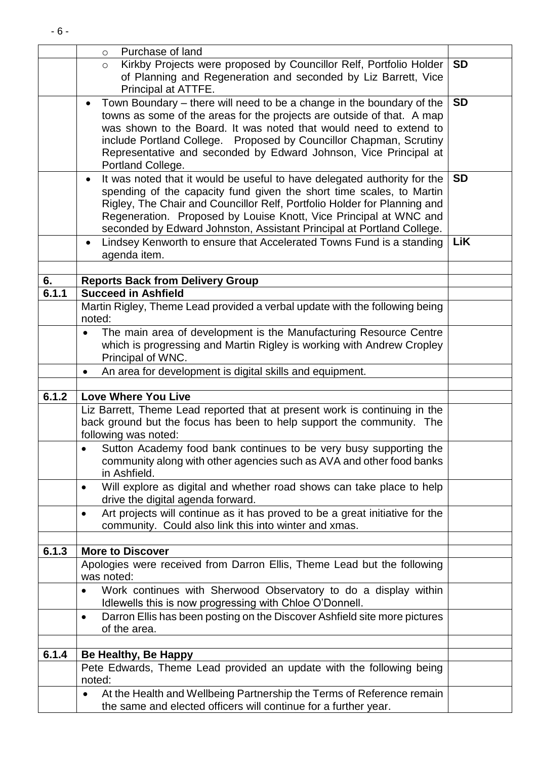| | | |
|---|---|---|
| | ○ Purchase of land | |
| | ○ Kirkby Projects were proposed by Councillor Relf, Portfolio Holder of Planning and Regeneration and seconded by Liz Barrett, Vice Principal at ATTFE. | **SD** |
| | • Town Boundary – there will need to be a change in the boundary of the towns as some of the areas for the projects are outside of that. A map was shown to the Board. It was noted that would need to extend to include Portland College. Proposed by Councillor Chapman, Scrutiny Representative and seconded by Edward Johnson, Vice Principal at Portland College. | **SD** |
| | • It was noted that it would be useful to have delegated authority for the spending of the capacity fund given the short time scales, to Martin Rigley, The Chair and Councillor Relf, Portfolio Holder for Planning and Regeneration. Proposed by Louise Knott, Vice Principal at WNC and seconded by Edward Johnston, Assistant Principal at Portland College. | **SD** |
| | • Lindsey Kenworth to ensure that Accelerated Towns Fund is a standing agenda item. | **LiK** |
| | | |
| **6.** | **Reports Back from Delivery Group** | |
| **6.1.1** | **Succeed in Ashfield** | |
| | Martin Rigley, Theme Lead provided a verbal update with the following being noted: | |
| | • The main area of development is the Manufacturing Resource Centre which is progressing and Martin Rigley is working with Andrew Cropley Principal of WNC. | |
| | • An area for development is digital skills and equipment. | |
| | | |
| **6.1.2** | **Love Where You Live** | |
| | Liz Barrett, Theme Lead reported that at present work is continuing in the back ground but the focus has been to help support the community. The following was noted: | |
| | • Sutton Academy food bank continues to be very busy supporting the community along with other agencies such as AVA and other food banks in Ashfield. | |
| | • Will explore as digital and whether road shows can take place to help drive the digital agenda forward. | |
| | • Art projects will continue as it has proved to be a great initiative for the community. Could also link this into winter and xmas. | |
| | | |
| **6.1.3** | **More to Discover** | |
| | Apologies were received from Darron Ellis, Theme Lead but the following was noted: | |
| | • Work continues with Sherwood Observatory to do a display within Idlewells this is now progressing with Chloe O'Donnell. | |
| | • Darron Ellis has been posting on the Discover Ashfield site more pictures of the area. | |
| | | |
| **6.1.4** | **Be Healthy, Be Happy** | |
| | Pete Edwards, Theme Lead provided an update with the following being noted: | |
| | • At the Health and Wellbeing Partnership the Terms of Reference remain the same and elected officers will continue for a further year. | |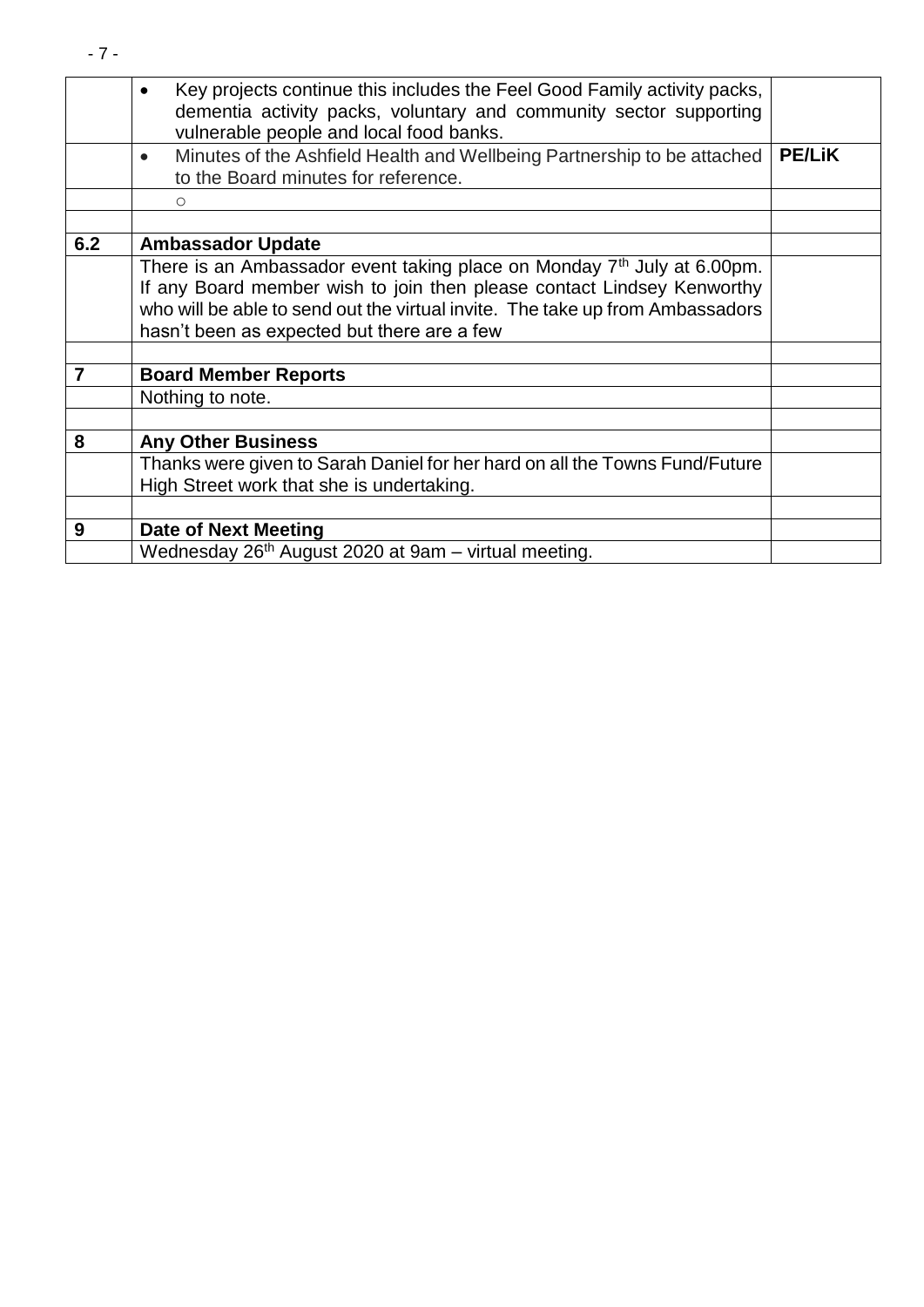| | | |
|---|---|---|
| | • Key projects continue this includes the Feel Good Family activity packs, dementia activity packs, voluntary and community sector supporting vulnerable people and local food banks. | |
| | • Minutes of the Ashfield Health and Wellbeing Partnership to be attached to the Board minutes for reference. | **PE/LiK** |
| | ○ | |
| | | |
| **6.2** | **Ambassador Update** | |
| | There is an Ambassador event taking place on Monday 7th July at 6.00pm. If any Board member wish to join then please contact Lindsey Kenworthy who will be able to send out the virtual invite. The take up from Ambassadors hasn't been as expected but there are a few | |
| | | |
| **7** | **Board Member Reports** | |
| | Nothing to note. | |
| | | |
| **8** | **Any Other Business** | |
| | Thanks were given to Sarah Daniel for her hard on all the Towns Fund/Future High Street work that she is undertaking. | |
| | | |
| **9** | **Date of Next Meeting** | |
| | Wednesday 26th August 2020 at 9am – virtual meeting. | |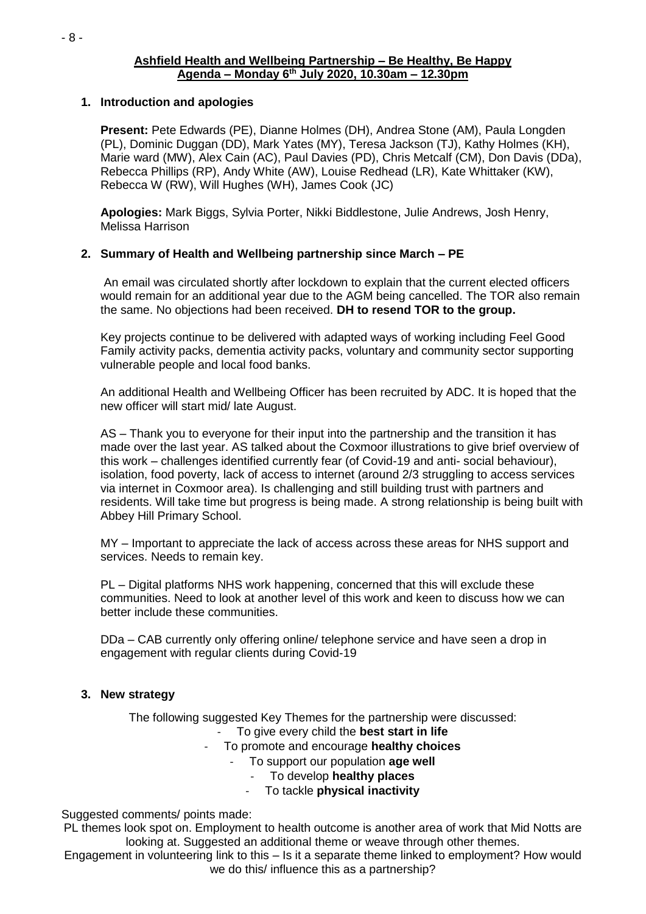**Ashfield Health and Wellbeing Partnership – Be Healthy, Be Happy**
**Agenda – Monday 6th July 2020, 10.30am – 12.30pm**

1. **Introduction and apologies**

   **Present:** Pete Edwards (PE), Dianne Holmes (DH), Andrea Stone (AM), Paula Longden (PL), Dominic Duggan (DD), Mark Yates (MY), Teresa Jackson (TJ), Kathy Holmes (KH), Marie ward (MW), Alex Cain (AC), Paul Davies (PD), Chris Metcalf (CM), Don Davis (DDa), Rebecca Phillips (RP), Andy White (AW), Louise Redhead (LR), Kate Whittaker (KW), Rebecca W (RW), Will Hughes (WH), James Cook (JC)

   **Apologies:** Mark Biggs, Sylvia Porter, Nikki Biddlestone, Julie Andrews, Josh Henry, Melissa Harrison

2. **Summary of Health and Wellbeing partnership since March – PE**

   An email was circulated shortly after lockdown to explain that the current elected officers would remain for an additional year due to the AGM being cancelled. The TOR also remain the same. No objections had been received. **DH to resend TOR to the group.**

   Key projects continue to be delivered with adapted ways of working including Feel Good Family activity packs, dementia activity packs, voluntary and community sector supporting vulnerable people and local food banks.

   An additional Health and Wellbeing Officer has been recruited by ADC. It is hoped that the new officer will start mid/ late August.

   AS – Thank you to everyone for their input into the partnership and the transition it has made over the last year. AS talked about the Coxmoor illustrations to give brief overview of this work – challenges identified currently fear (of Covid-19 and anti- social behaviour), isolation, food poverty, lack of access to internet (around 2/3 struggling to access services via internet in Coxmoor area). Is challenging and still building trust with partners and residents. Will take time but progress is being made. A strong relationship is being built with Abbey Hill Primary School.

   MY – Important to appreciate the lack of access across these areas for NHS support and services. Needs to remain key.

   PL – Digital platforms NHS work happening, concerned that this will exclude these communities. Need to look at another level of this work and keen to discuss how we can better include these communities.

   DDa – CAB currently only offering online/ telephone service and have seen a drop in engagement with regular clients during Covid-19

3. **New strategy**

   The following suggested Key Themes for the partnership were discussed:

   - To give every child the **best start in life**
   - To promote and encourage **healthy choices**
   - To support our population **age well**
   - To develop **healthy places**
   - To tackle **physical inactivity**

Suggested comments/ points made:

PL themes look spot on. Employment to health outcome is another area of work that Mid Notts are looking at. Suggested an additional theme or weave through other themes.

Engagement in volunteering link to this – Is it a separate theme linked to employment? How would we do this/ influence this as a partnership?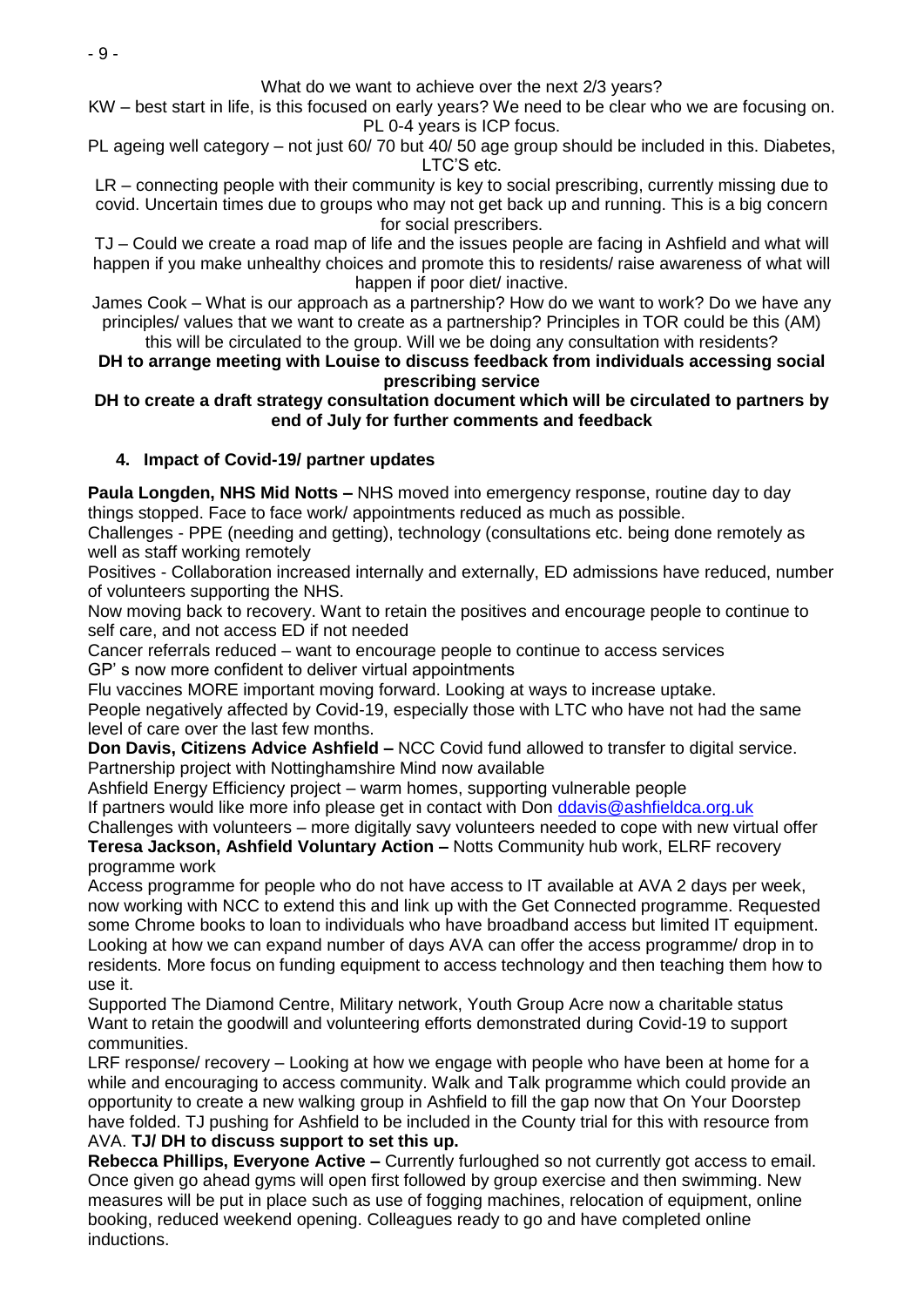What do we want to achieve over the next 2/3 years?

KW – best start in life, is this focused on early years? We need to be clear who we are focusing on. PL 0-4 years is ICP focus.

PL ageing well category – not just 60/ 70 but 40/ 50 age group should be included in this. Diabetes, LTC'S etc.

LR – connecting people with their community is key to social prescribing, currently missing due to covid. Uncertain times due to groups who may not get back up and running. This is a big concern for social prescribers.

TJ – Could we create a road map of life and the issues people are facing in Ashfield and what will happen if you make unhealthy choices and promote this to residents/ raise awareness of what will happen if poor diet/ inactive.

James Cook – What is our approach as a partnership? How do we want to work? Do we have any principles/ values that we want to create as a partnership? Principles in TOR could be this (AM) this will be circulated to the group. Will we be doing any consultation with residents?

**DH to arrange meeting with Louise to discuss feedback from individuals accessing social prescribing service**

**DH to create a draft strategy consultation document which will be circulated to partners by end of July for further comments and feedback**

4. **Impact of Covid-19/ partner updates**

**Paula Longden, NHS Mid Notts –** NHS moved into emergency response, routine day to day things stopped. Face to face work/ appointments reduced as much as possible.
Challenges - PPE (needing and getting), technology (consultations etc. being done remotely as well as staff working remotely
Positives - Collaboration increased internally and externally, ED admissions have reduced, number of volunteers supporting the NHS.
Now moving back to recovery. Want to retain the positives and encourage people to continue to self care, and not access ED if not needed
Cancer referrals reduced – want to encourage people to continue to access services
GP' s now more confident to deliver virtual appointments
Flu vaccines MORE important moving forward. Looking at ways to increase uptake.
People negatively affected by Covid-19, especially those with LTC who have not had the same level of care over the last few months.

**Don Davis, Citizens Advice Ashfield –** NCC Covid fund allowed to transfer to digital service. Partnership project with Nottinghamshire Mind now available
Ashfield Energy Efficiency project – warm homes, supporting vulnerable people
If partners would like more info please get in contact with Don ddavis@ashfieldca.org.uk
Challenges with volunteers – more digitally savy volunteers needed to cope with new virtual offer

**Teresa Jackson, Ashfield Voluntary Action –** Notts Community hub work, ELRF recovery programme work
Access programme for people who do not have access to IT available at AVA 2 days per week, now working with NCC to extend this and link up with the Get Connected programme. Requested some Chrome books to loan to individuals who have broadband access but limited IT equipment. Looking at how we can expand number of days AVA can offer the access programme/ drop in to residents. More focus on funding equipment to access technology and then teaching them how to use it.
Supported The Diamond Centre, Military network, Youth Group Acre now a charitable status
Want to retain the goodwill and volunteering efforts demonstrated during Covid-19 to support communities.
LRF response/ recovery – Looking at how we engage with people who have been at home for a while and encouraging to access community. Walk and Talk programme which could provide an opportunity to create a new walking group in Ashfield to fill the gap now that On Your Doorstep have folded. TJ pushing for Ashfield to be included in the County trial for this with resource from AVA. **TJ/ DH to discuss support to set this up.**

**Rebecca Phillips, Everyone Active –** Currently furloughed so not currently got access to email. Once given go ahead gyms will open first followed by group exercise and then swimming. New measures will be put in place such as use of fogging machines, relocation of equipment, online booking, reduced weekend opening. Colleagues ready to go and have completed online inductions.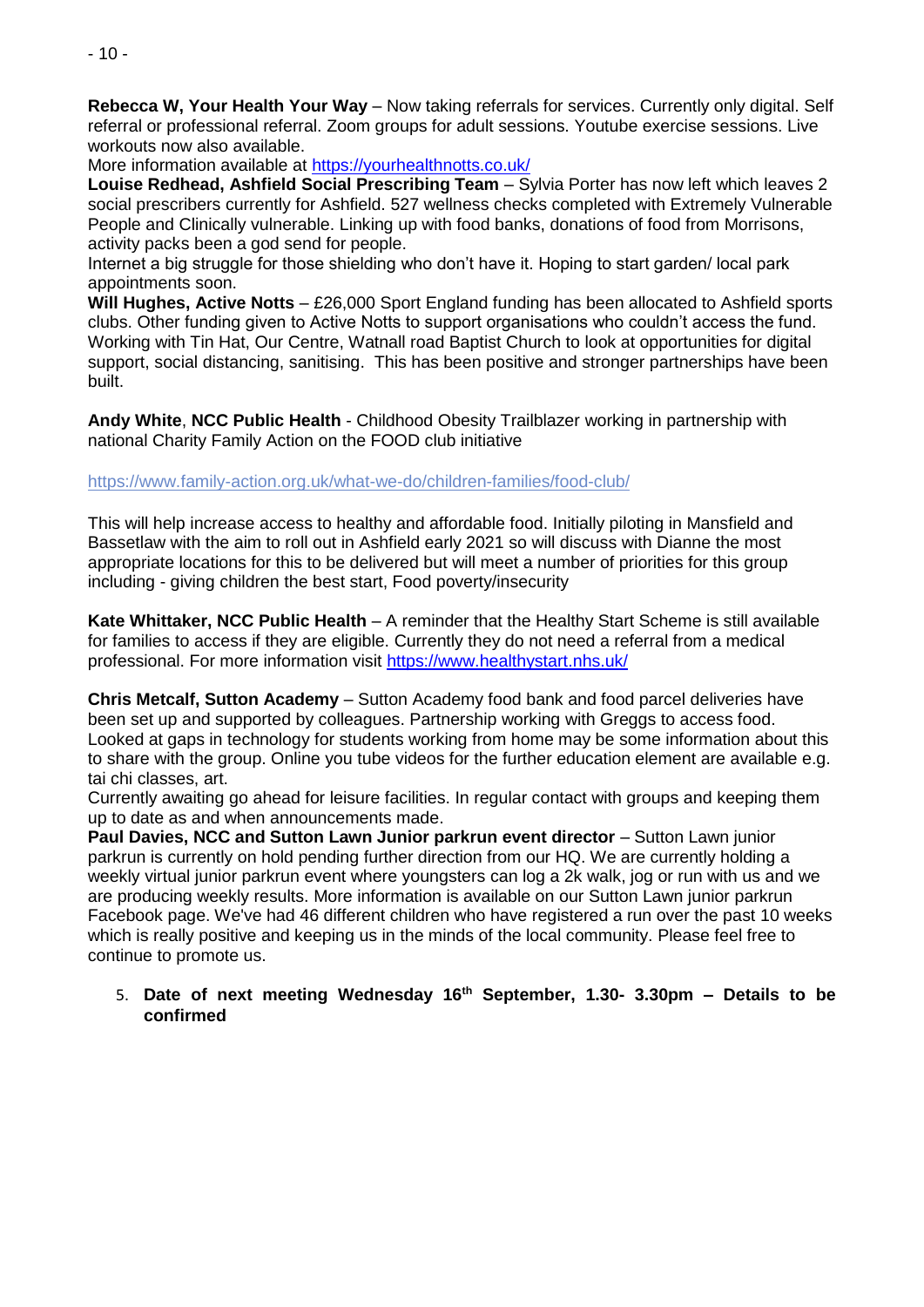**Rebecca W, Your Health Your Way** – Now taking referrals for services. Currently only digital. Self referral or professional referral. Zoom groups for adult sessions. Youtube exercise sessions. Live workouts now also available.
More information available at https://yourhealthnotts.co.uk/

**Louise Redhead, Ashfield Social Prescribing Team** – Sylvia Porter has now left which leaves 2 social prescribers currently for Ashfield. 527 wellness checks completed with Extremely Vulnerable People and Clinically vulnerable. Linking up with food banks, donations of food from Morrisons, activity packs been a god send for people.
Internet a big struggle for those shielding who don't have it. Hoping to start garden/ local park appointments soon.

**Will Hughes, Active Notts** – £26,000 Sport England funding has been allocated to Ashfield sports clubs. Other funding given to Active Notts to support organisations who couldn't access the fund. Working with Tin Hat, Our Centre, Watnall road Baptist Church to look at opportunities for digital support, social distancing, sanitising. This has been positive and stronger partnerships have been built.

**Andy White**, **NCC Public Health** - Childhood Obesity Trailblazer working in partnership with national Charity Family Action on the FOOD club initiative

https://www.family-action.org.uk/what-we-do/children-families/food-club/

This will help increase access to healthy and affordable food. Initially piloting in Mansfield and Bassetlaw with the aim to roll out in Ashfield early 2021 so will discuss with Dianne the most appropriate locations for this to be delivered but will meet a number of priorities for this group including - giving children the best start, Food poverty/insecurity

**Kate Whittaker, NCC Public Health** – A reminder that the Healthy Start Scheme is still available for families to access if they are eligible. Currently they do not need a referral from a medical professional. For more information visit https://www.healthystart.nhs.uk/

**Chris Metcalf, Sutton Academy** – Sutton Academy food bank and food parcel deliveries have been set up and supported by colleagues. Partnership working with Greggs to access food. Looked at gaps in technology for students working from home may be some information about this to share with the group. Online you tube videos for the further education element are available e.g. tai chi classes, art.
Currently awaiting go ahead for leisure facilities. In regular contact with groups and keeping them up to date as and when announcements made.

**Paul Davies, NCC and Sutton Lawn Junior parkrun event director** – Sutton Lawn junior parkrun is currently on hold pending further direction from our HQ. We are currently holding a weekly virtual junior parkrun event where youngsters can log a 2k walk, jog or run with us and we are producing weekly results. More information is available on our Sutton Lawn junior parkrun Facebook page. We've had 46 different children who have registered a run over the past 10 weeks which is really positive and keeping us in the minds of the local community. Please feel free to continue to promote us.

5. **Date of next meeting Wednesday 16th September, 1.30- 3.30pm – Details to be confirmed**